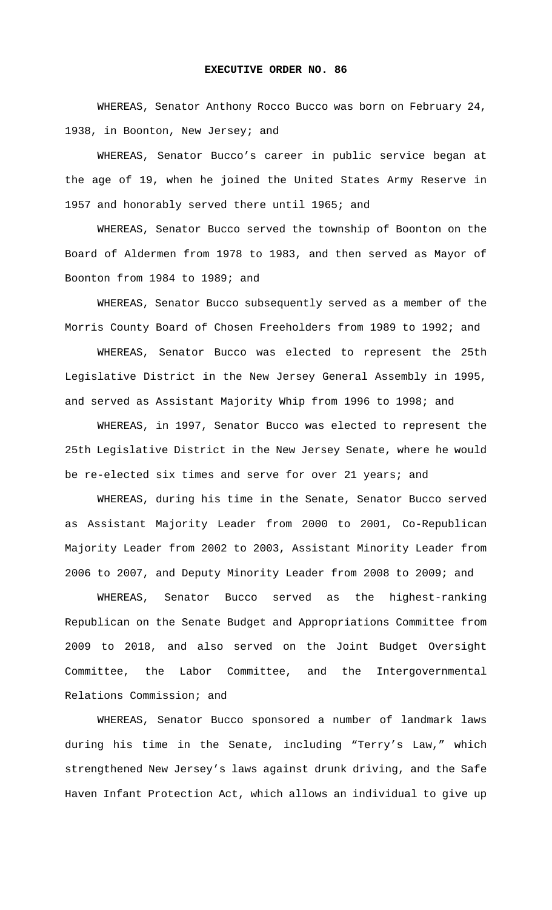**EXECUTIVE ORDER NO. 86**

WHEREAS, Senator Anthony Rocco Bucco was born on February 24, 1938, in Boonton, New Jersey; and

WHEREAS, Senator Bucco's career in public service began at the age of 19, when he joined the United States Army Reserve in 1957 and honorably served there until 1965; and

WHEREAS, Senator Bucco served the township of Boonton on the Board of Aldermen from 1978 to 1983, and then served as Mayor of Boonton from 1984 to 1989; and

WHEREAS, Senator Bucco subsequently served as a member of the Morris County Board of Chosen Freeholders from 1989 to 1992; and

WHEREAS, Senator Bucco was elected to represent the 25th Legislative District in the New Jersey General Assembly in 1995, and served as Assistant Majority Whip from 1996 to 1998; and

WHEREAS, in 1997, Senator Bucco was elected to represent the 25th Legislative District in the New Jersey Senate, where he would be re-elected six times and serve for over 21 years; and

WHEREAS, during his time in the Senate, Senator Bucco served as Assistant Majority Leader from 2000 to 2001, Co-Republican Majority Leader from 2002 to 2003, Assistant Minority Leader from 2006 to 2007, and Deputy Minority Leader from 2008 to 2009; and

WHEREAS, Senator Bucco served as the highest-ranking Republican on the Senate Budget and Appropriations Committee from 2009 to 2018, and also served on the Joint Budget Oversight Committee, the Labor Committee, and the Intergovernmental Relations Commission; and

WHEREAS, Senator Bucco sponsored a number of landmark laws during his time in the Senate, including "Terry's Law," which strengthened New Jersey's laws against drunk driving, and the Safe Haven Infant Protection Act, which allows an individual to give up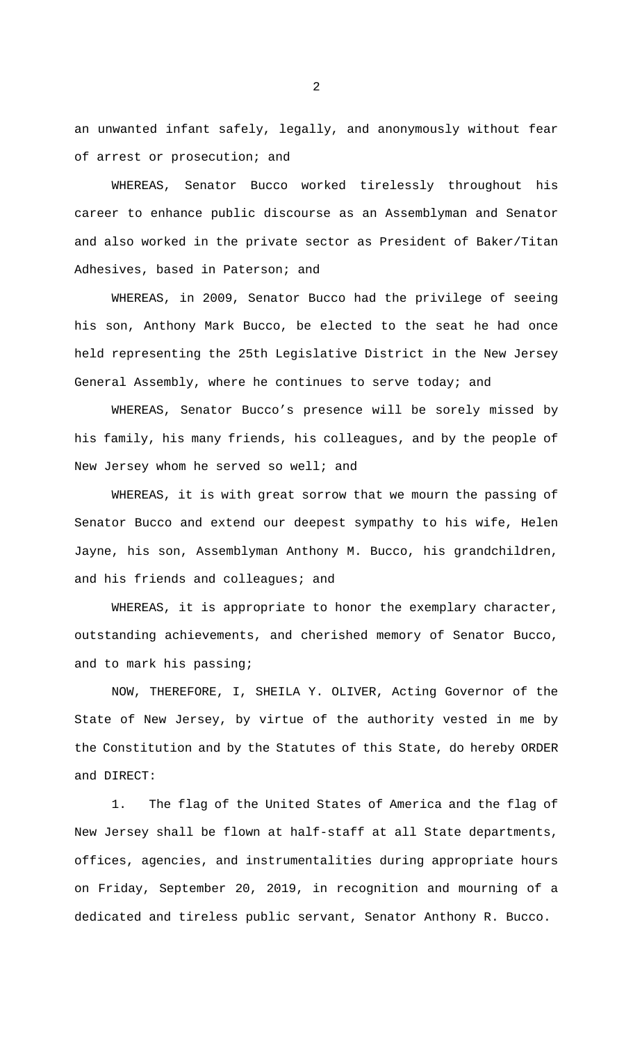an unwanted infant safely, legally, and anonymously without fear of arrest or prosecution; and

WHEREAS, Senator Bucco worked tirelessly throughout his career to enhance public discourse as an Assemblyman and Senator and also worked in the private sector as President of Baker/Titan Adhesives, based in Paterson; and

WHEREAS, in 2009, Senator Bucco had the privilege of seeing his son, Anthony Mark Bucco, be elected to the seat he had once held representing the 25th Legislative District in the New Jersey General Assembly, where he continues to serve today; and

WHEREAS, Senator Bucco's presence will be sorely missed by his family, his many friends, his colleagues, and by the people of New Jersey whom he served so well; and

WHEREAS, it is with great sorrow that we mourn the passing of Senator Bucco and extend our deepest sympathy to his wife, Helen Jayne, his son, Assemblyman Anthony M. Bucco, his grandchildren, and his friends and colleagues; and

WHEREAS, it is appropriate to honor the exemplary character, outstanding achievements, and cherished memory of Senator Bucco, and to mark his passing;

NOW, THEREFORE, I, SHEILA Y. OLIVER, Acting Governor of the State of New Jersey, by virtue of the authority vested in me by the Constitution and by the Statutes of this State, do hereby ORDER and DIRECT:

1. The flag of the United States of America and the flag of New Jersey shall be flown at half-staff at all State departments, offices, agencies, and instrumentalities during appropriate hours on Friday, September 20, 2019, in recognition and mourning of a dedicated and tireless public servant, Senator Anthony R. Bucco.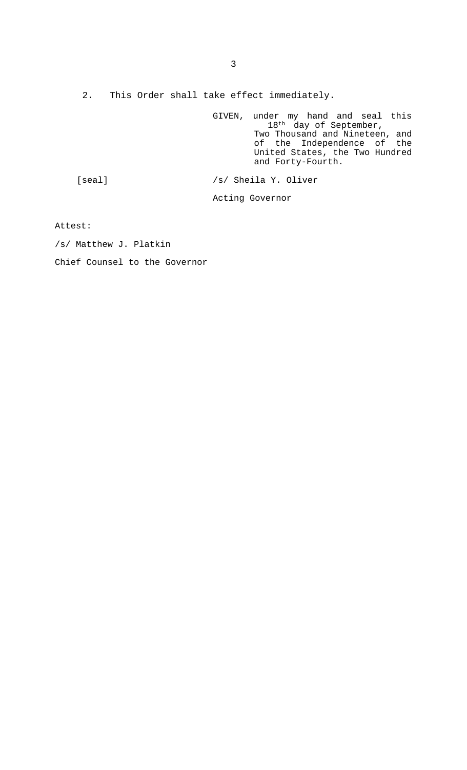2. This Order shall take effect immediately.

GIVEN, under my hand and seal this 18th day of September, Two Thousand and Nineteen, and of the Independence of the United States, the Two Hundred and Forty-Fourth.

[seal]

/s/ Sheila Y. Oliver

Acting Governor

Attest:

/s/ Matthew J. Platkin

Chief Counsel to the Governor